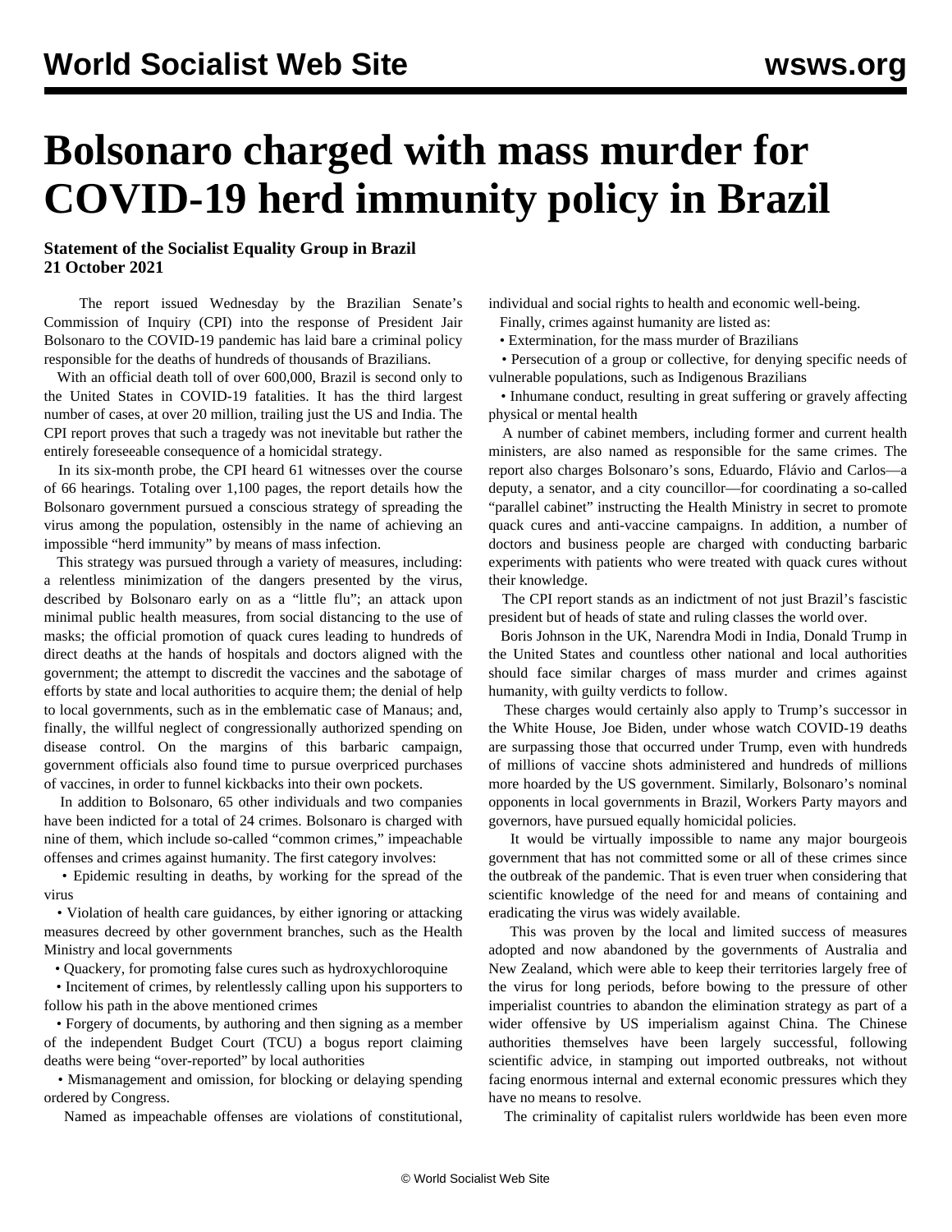# Bolsonaro charged with mass murder for COVID-19 herd immunity policy in Brazil

**Statement of the Socialist Equality Group in Brazil**
**21 October 2021**

The report issued Wednesday by the Brazilian Senate's Commission of Inquiry (CPI) into the response of President Jair Bolsonaro to the COVID-19 pandemic has laid bare a criminal policy responsible for the deaths of hundreds of thousands of Brazilians.

With an official death toll of over 600,000, Brazil is second only to the United States in COVID-19 fatalities. It has the third largest number of cases, at over 20 million, trailing just the US and India. The CPI report proves that such a tragedy was not inevitable but rather the entirely foreseeable consequence of a homicidal strategy.

In its six-month probe, the CPI heard 61 witnesses over the course of 66 hearings. Totaling over 1,100 pages, the report details how the Bolsonaro government pursued a conscious strategy of spreading the virus among the population, ostensibly in the name of achieving an impossible "herd immunity" by means of mass infection.

This strategy was pursued through a variety of measures, including: a relentless minimization of the dangers presented by the virus, described by Bolsonaro early on as a "little flu"; an attack upon minimal public health measures, from social distancing to the use of masks; the official promotion of quack cures leading to hundreds of direct deaths at the hands of hospitals and doctors aligned with the government; the attempt to discredit the vaccines and the sabotage of efforts by state and local authorities to acquire them; the denial of help to local governments, such as in the emblematic case of Manaus; and, finally, the willful neglect of congressionally authorized spending on disease control. On the margins of this barbaric campaign, government officials also found time to pursue overpriced purchases of vaccines, in order to funnel kickbacks into their own pockets.

In addition to Bolsonaro, 65 other individuals and two companies have been indicted for a total of 24 crimes. Bolsonaro is charged with nine of them, which include so-called "common crimes," impeachable offenses and crimes against humanity. The first category involves:

- Epidemic resulting in deaths, by working for the spread of the virus
- Violation of health care guidances, by either ignoring or attacking measures decreed by other government branches, such as the Health Ministry and local governments
- Quackery, for promoting false cures such as hydroxychloroquine
- Incitement of crimes, by relentlessly calling upon his supporters to follow his path in the above mentioned crimes
- Forgery of documents, by authoring and then signing as a member of the independent Budget Court (TCU) a bogus report claiming deaths were being "over-reported" by local authorities
- Mismanagement and omission, for blocking or delaying spending ordered by Congress.

Named as impeachable offenses are violations of constitutional, individual and social rights to health and economic well-being.

Finally, crimes against humanity are listed as:

- Extermination, for the mass murder of Brazilians
- Persecution of a group or collective, for denying specific needs of vulnerable populations, such as Indigenous Brazilians
- Inhumane conduct, resulting in great suffering or gravely affecting physical or mental health

A number of cabinet members, including former and current health ministers, are also named as responsible for the same crimes. The report also charges Bolsonaro's sons, Eduardo, Flávio and Carlos—a deputy, a senator, and a city councillor—for coordinating a so-called "parallel cabinet" instructing the Health Ministry in secret to promote quack cures and anti-vaccine campaigns. In addition, a number of doctors and business people are charged with conducting barbaric experiments with patients who were treated with quack cures without their knowledge.

The CPI report stands as an indictment of not just Brazil's fascistic president but of heads of state and ruling classes the world over.

Boris Johnson in the UK, Narendra Modi in India, Donald Trump in the United States and countless other national and local authorities should face similar charges of mass murder and crimes against humanity, with guilty verdicts to follow.

These charges would certainly also apply to Trump's successor in the White House, Joe Biden, under whose watch COVID-19 deaths are surpassing those that occurred under Trump, even with hundreds of millions of vaccine shots administered and hundreds of millions more hoarded by the US government. Similarly, Bolsonaro's nominal opponents in local governments in Brazil, Workers Party mayors and governors, have pursued equally homicidal policies.

It would be virtually impossible to name any major bourgeois government that has not committed some or all of these crimes since the outbreak of the pandemic. That is even truer when considering that scientific knowledge of the need for and means of containing and eradicating the virus was widely available.

This was proven by the local and limited success of measures adopted and now abandoned by the governments of Australia and New Zealand, which were able to keep their territories largely free of the virus for long periods, before bowing to the pressure of other imperialist countries to abandon the elimination strategy as part of a wider offensive by US imperialism against China. The Chinese authorities themselves have been largely successful, following scientific advice, in stamping out imported outbreaks, not without facing enormous internal and external economic pressures which they have no means to resolve.

The criminality of capitalist rulers worldwide has been even more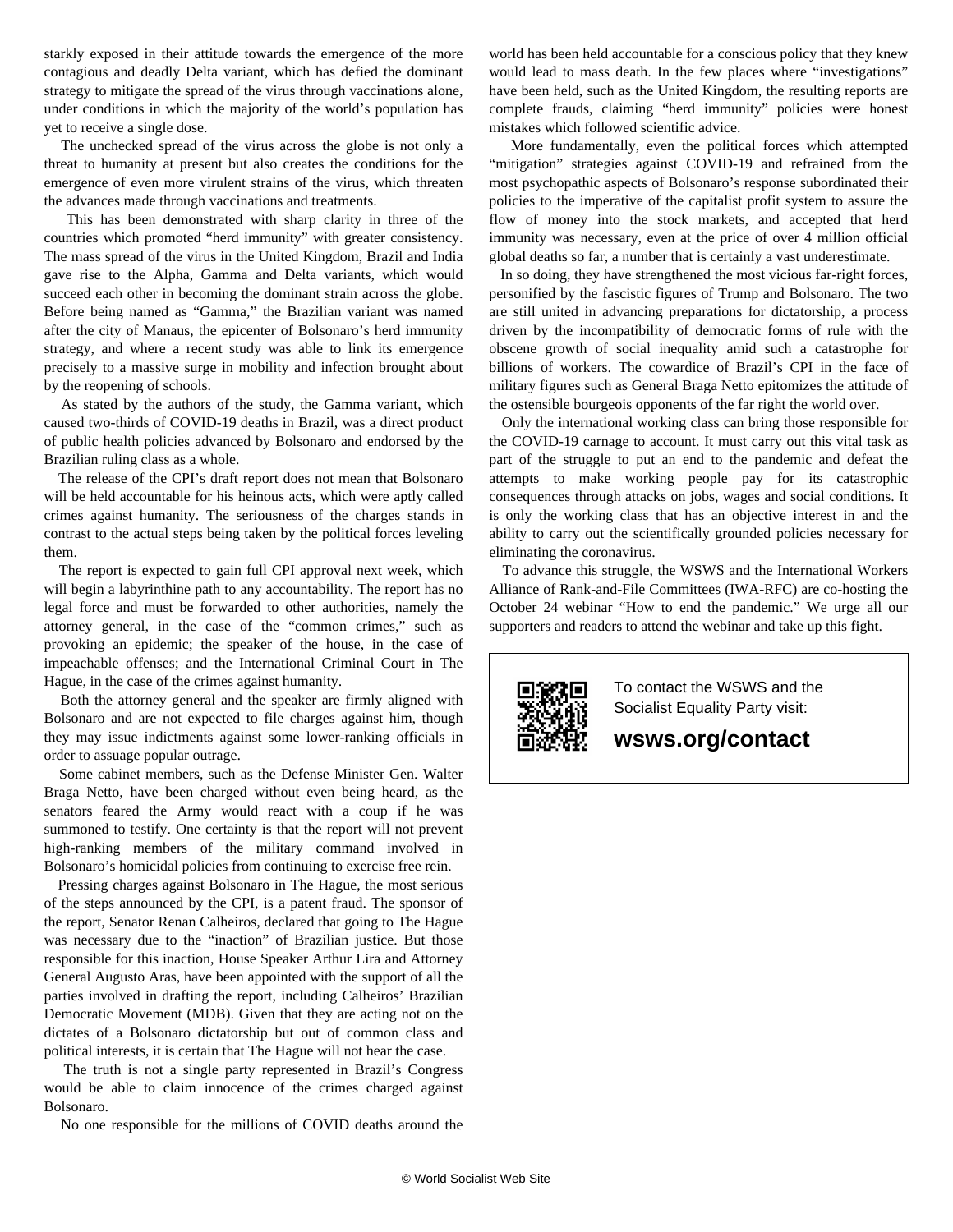starkly exposed in their attitude towards the emergence of the more contagious and deadly Delta variant, which has defied the dominant strategy to mitigate the spread of the virus through vaccinations alone, under conditions in which the majority of the world's population has yet to receive a single dose.

The unchecked spread of the virus across the globe is not only a threat to humanity at present but also creates the conditions for the emergence of even more virulent strains of the virus, which threaten the advances made through vaccinations and treatments.

This has been demonstrated with sharp clarity in three of the countries which promoted "herd immunity" with greater consistency. The mass spread of the virus in the United Kingdom, Brazil and India gave rise to the Alpha, Gamma and Delta variants, which would succeed each other in becoming the dominant strain across the globe. Before being named as "Gamma," the Brazilian variant was named after the city of Manaus, the epicenter of Bolsonaro's herd immunity strategy, and where a recent study was able to link its emergence precisely to a massive surge in mobility and infection brought about by the reopening of schools.

As stated by the authors of the study, the Gamma variant, which caused two-thirds of COVID-19 deaths in Brazil, was a direct product of public health policies advanced by Bolsonaro and endorsed by the Brazilian ruling class as a whole.

The release of the CPI's draft report does not mean that Bolsonaro will be held accountable for his heinous acts, which were aptly called crimes against humanity. The seriousness of the charges stands in contrast to the actual steps being taken by the political forces leveling them.

The report is expected to gain full CPI approval next week, which will begin a labyrinthine path to any accountability. The report has no legal force and must be forwarded to other authorities, namely the attorney general, in the case of the "common crimes," such as provoking an epidemic; the speaker of the house, in the case of impeachable offenses; and the International Criminal Court in The Hague, in the case of the crimes against humanity.

Both the attorney general and the speaker are firmly aligned with Bolsonaro and are not expected to file charges against him, though they may issue indictments against some lower-ranking officials in order to assuage popular outrage.

Some cabinet members, such as the Defense Minister Gen. Walter Braga Netto, have been charged without even being heard, as the senators feared the Army would react with a coup if he was summoned to testify. One certainty is that the report will not prevent high-ranking members of the military command involved in Bolsonaro's homicidal policies from continuing to exercise free rein.

Pressing charges against Bolsonaro in The Hague, the most serious of the steps announced by the CPI, is a patent fraud. The sponsor of the report, Senator Renan Calheiros, declared that going to The Hague was necessary due to the "inaction" of Brazilian justice. But those responsible for this inaction, House Speaker Arthur Lira and Attorney General Augusto Aras, have been appointed with the support of all the parties involved in drafting the report, including Calheiros' Brazilian Democratic Movement (MDB). Given that they are acting not on the dictates of a Bolsonaro dictatorship but out of common class and political interests, it is certain that The Hague will not hear the case.

The truth is not a single party represented in Brazil's Congress would be able to claim innocence of the crimes charged against Bolsonaro.

No one responsible for the millions of COVID deaths around the world has been held accountable for a conscious policy that they knew would lead to mass death. In the few places where "investigations" have been held, such as the United Kingdom, the resulting reports are complete frauds, claiming "herd immunity" policies were honest mistakes which followed scientific advice.

More fundamentally, even the political forces which attempted "mitigation" strategies against COVID-19 and refrained from the most psychopathic aspects of Bolsonaro's response subordinated their policies to the imperative of the capitalist profit system to assure the flow of money into the stock markets, and accepted that herd immunity was necessary, even at the price of over 4 million official global deaths so far, a number that is certainly a vast underestimate.

In so doing, they have strengthened the most vicious far-right forces, personified by the fascistic figures of Trump and Bolsonaro. The two are still united in advancing preparations for dictatorship, a process driven by the incompatibility of democratic forms of rule with the obscene growth of social inequality amid such a catastrophe for billions of workers. The cowardice of Brazil's CPI in the face of military figures such as General Braga Netto epitomizes the attitude of the ostensible bourgeois opponents of the far right the world over.

Only the international working class can bring those responsible for the COVID-19 carnage to account. It must carry out this vital task as part of the struggle to put an end to the pandemic and defeat the attempts to make working people pay for its catastrophic consequences through attacks on jobs, wages and social conditions. It is only the working class that has an objective interest in and the ability to carry out the scientifically grounded policies necessary for eliminating the coronavirus.

To advance this struggle, the WSWS and the International Workers Alliance of Rank-and-File Committees (IWA-RFC) are co-hosting the October 24 webinar "How to end the pandemic." We urge all our supporters and readers to attend the webinar and take up this fight.

To contact the WSWS and the Socialist Equality Party visit:

**wsws.org/contact**